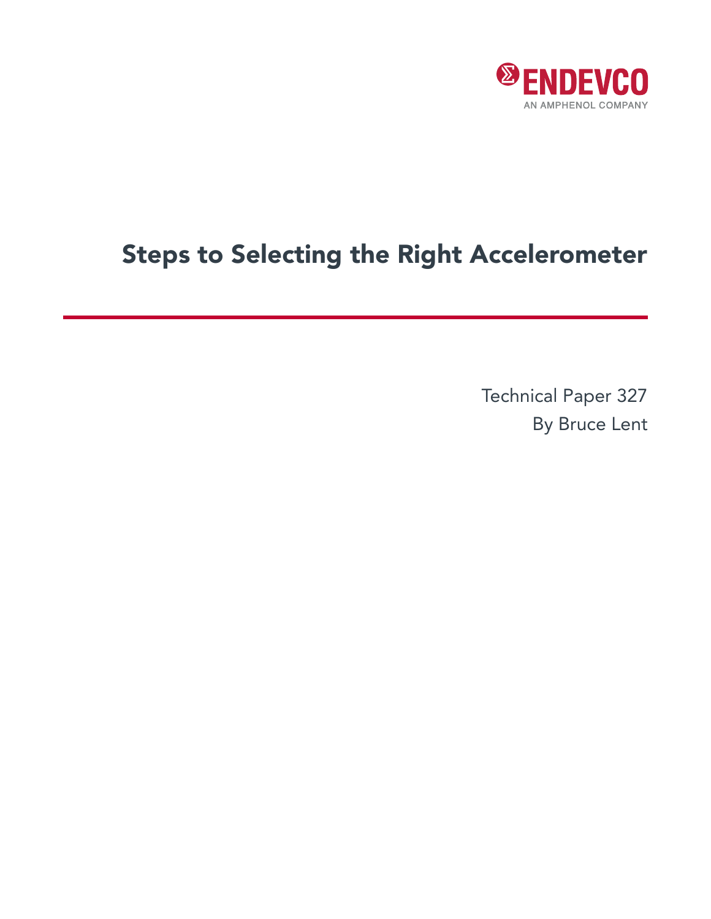ENDEVCO

AN AMPHENOL COMPANY

# Steps to Selecting the Right Accelerometer

Technical Paper 327

By Bruce Lent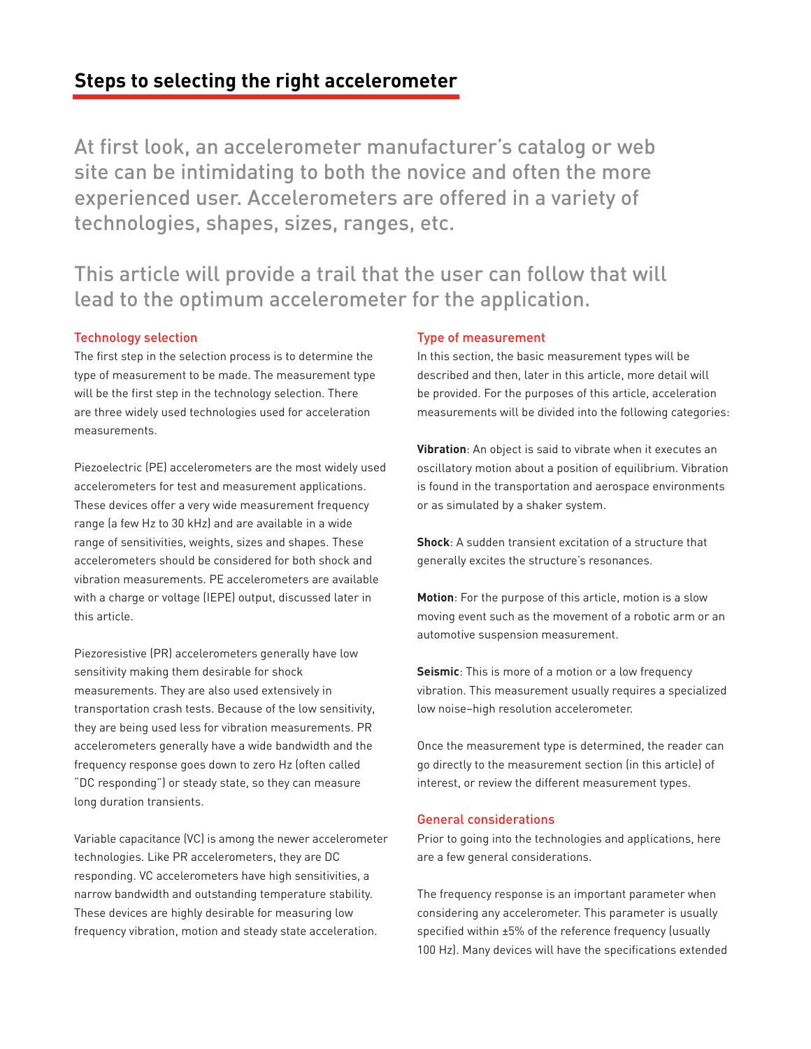## Steps to selecting the right accelerometer

At first look, an accelerometer manufacturer's catalog or web site can be intimidating to both the novice and often the more experienced user. Accelerometers are offered in a variety of technologies, shapes, sizes, ranges, etc.

This article will provide a trail that the user can follow that will lead to the optimum accelerometer for the application.

### Technology selection

The first step in the selection process is to determine the type of measurement to be made. The measurement type will be the first step in the technology selection. There are three widely used technologies used for acceleration measurements.

Piezoelectric (PE) accelerometers are the most widely used accelerometers for test and measurement applications. These devices offer a very wide measurement frequency range (a few Hz to 30 kHz) and are available in a wide range of sensitivities, weights, sizes and shapes. These accelerometers should be considered for both shock and vibration measurements. PE accelerometers are available with a charge or voltage (IEPE) output, discussed later in this article.

Piezoresistive (PR) accelerometers generally have low sensitivity making them desirable for shock measurements. They are also used extensively in transportation crash tests. Because of the low sensitivity, they are being used less for vibration measurements. PR accelerometers generally have a wide bandwidth and the frequency response goes down to zero Hz (often called "DC responding") or steady state, so they can measure long duration transients.

Variable capacitance (VC) is among the newer accelerometer technologies. Like PR accelerometers, they are DC responding. VC accelerometers have high sensitivities, a narrow bandwidth and outstanding temperature stability. These devices are highly desirable for measuring low frequency vibration, motion and steady state acceleration.

### Type of measurement

In this section, the basic measurement types will be described and then, later in this article, more detail will be provided. For the purposes of this article, acceleration measurements will be divided into the following categories:

**Vibration**: An object is said to vibrate when it executes an oscillatory motion about a position of equilibrium. Vibration is found in the transportation and aerospace environments or as simulated by a shaker system.

**Shock**: A sudden transient excitation of a structure that generally excites the structure's resonances.

**Motion**: For the purpose of this article, motion is a slow moving event such as the movement of a robotic arm or an automotive suspension measurement.

**Seismic**: This is more of a motion or a low frequency vibration. This measurement usually requires a specialized low noise–high resolution accelerometer.

Once the measurement type is determined, the reader can go directly to the measurement section (in this article) of interest, or review the different measurement types.

### General considerations

Prior to going into the technologies and applications, here are a few general considerations.

The frequency response is an important parameter when considering any accelerometer. This parameter is usually specified within ±5% of the reference frequency (usually 100 Hz). Many devices will have the specifications extended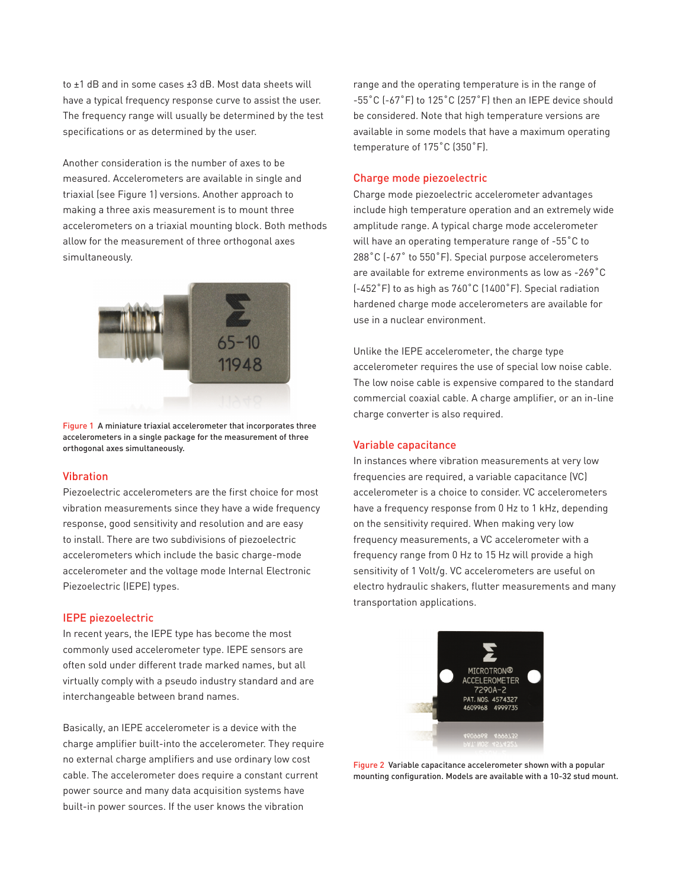to ±1 dB and in some cases ±3 dB. Most data sheets will have a typical frequency response curve to assist the user. The frequency range will usually be determined by the test specifications or as determined by the user.

Another consideration is the number of axes to be measured. Accelerometers are available in single and triaxial (see Figure 1) versions. Another approach to making a three axis measurement is to mount three accelerometers on a triaxial mounting block. Both methods allow for the measurement of three orthogonal axes simultaneously.

Figure 1 A miniature triaxial accelerometer that incorporates three accelerometers in a single package for the measurement of three orthogonal axes simultaneously.

## Vibration

Piezoelectric accelerometers are the first choice for most vibration measurements since they have a wide frequency response, good sensitivity and resolution and are easy to install. There are two subdivisions of piezoelectric accelerometers which include the basic charge-mode accelerometer and the voltage mode Internal Electronic Piezoelectric (IEPE) types.

## IEPE piezoelectric

In recent years, the IEPE type has become the most commonly used accelerometer type. IEPE sensors are often sold under different trade marked names, but all virtually comply with a pseudo industry standard and are interchangeable between brand names.

Basically, an IEPE accelerometer is a device with the charge amplifier built-into the accelerometer. They require no external charge amplifiers and use ordinary low cost cable. The accelerometer does require a constant current power source and many data acquisition systems have built-in power sources. If the user knows the vibration range and the operating temperature is in the range of -55˚C (-67˚F) to 125˚C (257˚F) then an IEPE device should be considered. Note that high temperature versions are available in some models that have a maximum operating temperature of 175˚C (350˚F).

## Charge mode piezoelectric

Charge mode piezoelectric accelerometer advantages include high temperature operation and an extremely wide amplitude range. A typical charge mode accelerometer will have an operating temperature range of -55˚C to 288˚C (-67˚ to 550˚F). Special purpose accelerometers are available for extreme environments as low as -269˚C (-452˚F) to as high as 760˚C (1400˚F). Special radiation hardened charge mode accelerometers are available for use in a nuclear environment.

Unlike the IEPE accelerometer, the charge type accelerometer requires the use of special low noise cable. The low noise cable is expensive compared to the standard commercial coaxial cable. A charge amplifier, or an in-line charge converter is also required.

## Variable capacitance

In instances where vibration measurements at very low frequencies are required, a variable capacitance (VC) accelerometer is a choice to consider. VC accelerometers have a frequency response from 0 Hz to 1 kHz, depending on the sensitivity required. When making very low frequency measurements, a VC accelerometer with a frequency range from 0 Hz to 15 Hz will provide a high sensitivity of 1 Volt/g. VC accelerometers are useful on electro hydraulic shakers, flutter measurements and many transportation applications.

Figure 2 Variable capacitance accelerometer shown with a popular mounting configuration. Models are available with a 10-32 stud mount.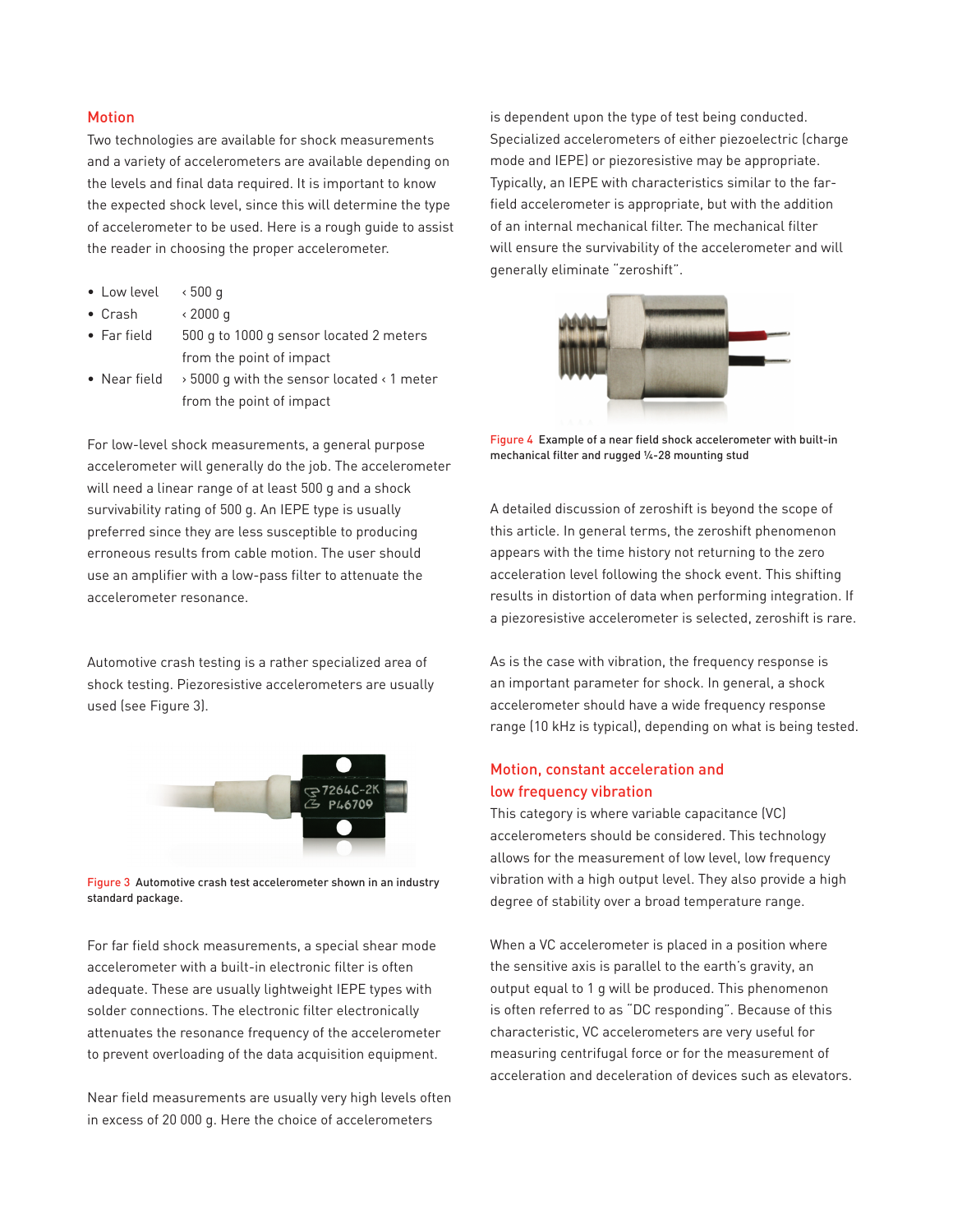## Motion

Two technologies are available for shock measurements and a variety of accelerometers are available depending on the levels and final data required. It is important to know the expected shock level, since this will determine the type of accelerometer to be used. Here is a rough guide to assist the reader in choosing the proper accelerometer.

- Low level ‹ 500 g
- Crash ‹ 2000 g
- Far field 500 g to 1000 g sensor located 2 meters from the point of impact
- Near field › 5000 g with the sensor located ‹ 1 meter from the point of impact

For low-level shock measurements, a general purpose accelerometer will generally do the job. The accelerometer will need a linear range of at least 500 g and a shock survivability rating of 500 g. An IEPE type is usually preferred since they are less susceptible to producing erroneous results from cable motion. The user should use an amplifier with a low-pass filter to attenuate the accelerometer resonance.

Automotive crash testing is a rather specialized area of shock testing. Piezoresistive accelerometers are usually used (see Figure 3).

Figure 3 Automotive crash test accelerometer shown in an industry standard package.

For far field shock measurements, a special shear mode accelerometer with a built-in electronic filter is often adequate. These are usually lightweight IEPE types with solder connections. The electronic filter electronically attenuates the resonance frequency of the accelerometer to prevent overloading of the data acquisition equipment.

Near field measurements are usually very high levels often in excess of 20 000 g. Here the choice of accelerometers is dependent upon the type of test being conducted. Specialized accelerometers of either piezoelectric (charge mode and IEPE) or piezoresistive may be appropriate. Typically, an IEPE with characteristics similar to the far-field accelerometer is appropriate, but with the addition of an internal mechanical filter. The mechanical filter will ensure the survivability of the accelerometer and will generally eliminate "zeroshift".

Figure 4 Example of a near field shock accelerometer with built-in mechanical filter and rugged ¼-28 mounting stud

A detailed discussion of zeroshift is beyond the scope of this article. In general terms, the zeroshift phenomenon appears with the time history not returning to the zero acceleration level following the shock event. This shifting results in distortion of data when performing integration. If a piezoresistive accelerometer is selected, zeroshift is rare.

As is the case with vibration, the frequency response is an important parameter for shock. In general, a shock accelerometer should have a wide frequency response range (10 kHz is typical), depending on what is being tested.

## Motion, constant acceleration and low frequency vibration

This category is where variable capacitance (VC) accelerometers should be considered. This technology allows for the measurement of low level, low frequency vibration with a high output level. They also provide a high degree of stability over a broad temperature range.

When a VC accelerometer is placed in a position where the sensitive axis is parallel to the earth's gravity, an output equal to 1 g will be produced. This phenomenon is often referred to as "DC responding". Because of this characteristic, VC accelerometers are very useful for measuring centrifugal force or for the measurement of acceleration and deceleration of devices such as elevators.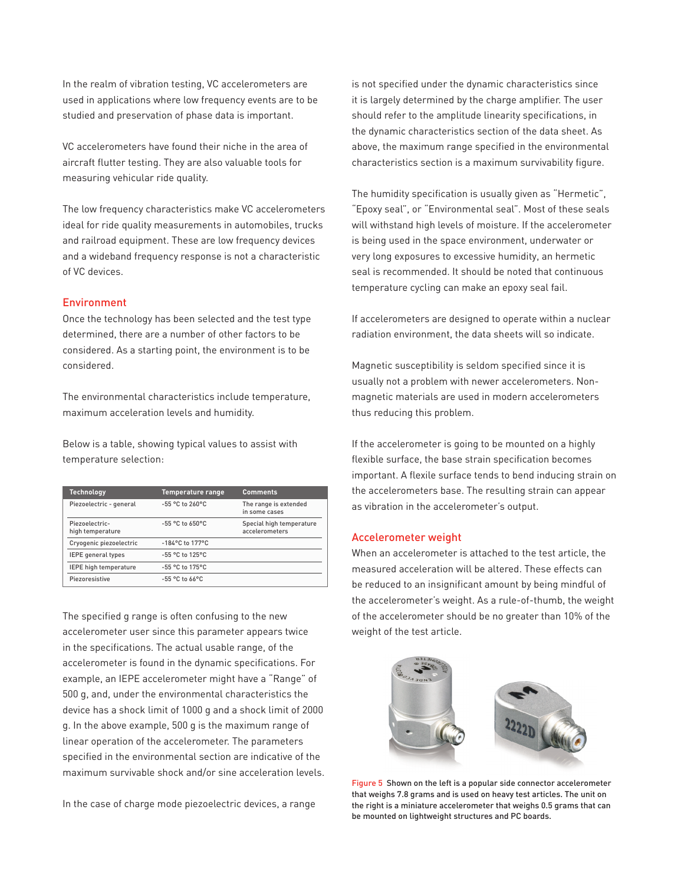In the realm of vibration testing, VC accelerometers are used in applications where low frequency events are to be studied and preservation of phase data is important.

VC accelerometers have found their niche in the area of aircraft flutter testing. They are also valuable tools for measuring vehicular ride quality.

The low frequency characteristics make VC accelerometers ideal for ride quality measurements in automobiles, trucks and railroad equipment. These are low frequency devices and a wideband frequency response is not a characteristic of VC devices.

## Environment

Once the technology has been selected and the test type determined, there are a number of other factors to be considered. As a starting point, the environment is to be considered.

The environmental characteristics include temperature, maximum acceleration levels and humidity.

Below is a table, showing typical values to assist with temperature selection:

| Technology | Temperature range | Comments |
|---|---|---|
| Piezoelectric - general | -55 °C to 260°C | The range is extended in some cases |
| Piezoelectric-high temperature | -55 °C to 650°C | Special high temperature accelerometers |
| Cryogenic piezoelectric | -184°C to 177°C | |
| IEPE general types | -55 °C to 125°C | |
| IEPE high temperature | -55 °C to 175°C | |
| Piezoresistive | -55 °C to 66°C | |

The specified g range is often confusing to the new accelerometer user since this parameter appears twice in the specifications. The actual usable range, of the accelerometer is found in the dynamic specifications. For example, an IEPE accelerometer might have a "Range" of 500 g, and, under the environmental characteristics the device has a shock limit of 1000 g and a shock limit of 2000 g. In the above example, 500 g is the maximum range of linear operation of the accelerometer. The parameters specified in the environmental section are indicative of the maximum survivable shock and/or sine acceleration levels.

In the case of charge mode piezoelectric devices, a range is not specified under the dynamic characteristics since it is largely determined by the charge amplifier. The user should refer to the amplitude linearity specifications, in the dynamic characteristics section of the data sheet. As above, the maximum range specified in the environmental characteristics section is a maximum survivability figure.

The humidity specification is usually given as "Hermetic", "Epoxy seal", or "Environmental seal". Most of these seals will withstand high levels of moisture. If the accelerometer is being used in the space environment, underwater or very long exposures to excessive humidity, an hermetic seal is recommended. It should be noted that continuous temperature cycling can make an epoxy seal fail.

If accelerometers are designed to operate within a nuclear radiation environment, the data sheets will so indicate.

Magnetic susceptibility is seldom specified since it is usually not a problem with newer accelerometers. Non-magnetic materials are used in modern accelerometers thus reducing this problem.

If the accelerometer is going to be mounted on a highly flexible surface, the base strain specification becomes important. A flexile surface tends to bend inducing strain on the accelerometers base. The resulting strain can appear as vibration in the accelerometer's output.

## Accelerometer weight

When an accelerometer is attached to the test article, the measured acceleration will be altered. These effects can be reduced to an insignificant amount by being mindful of the accelerometer's weight. As a rule-of-thumb, the weight of the accelerometer should be no greater than 10% of the weight of the test article.

Figure 5 Shown on the left is a popular side connector accelerometer that weighs 7.8 grams and is used on heavy test articles. The unit on the right is a miniature accelerometer that weighs 0.5 grams that can be mounted on lightweight structures and PC boards.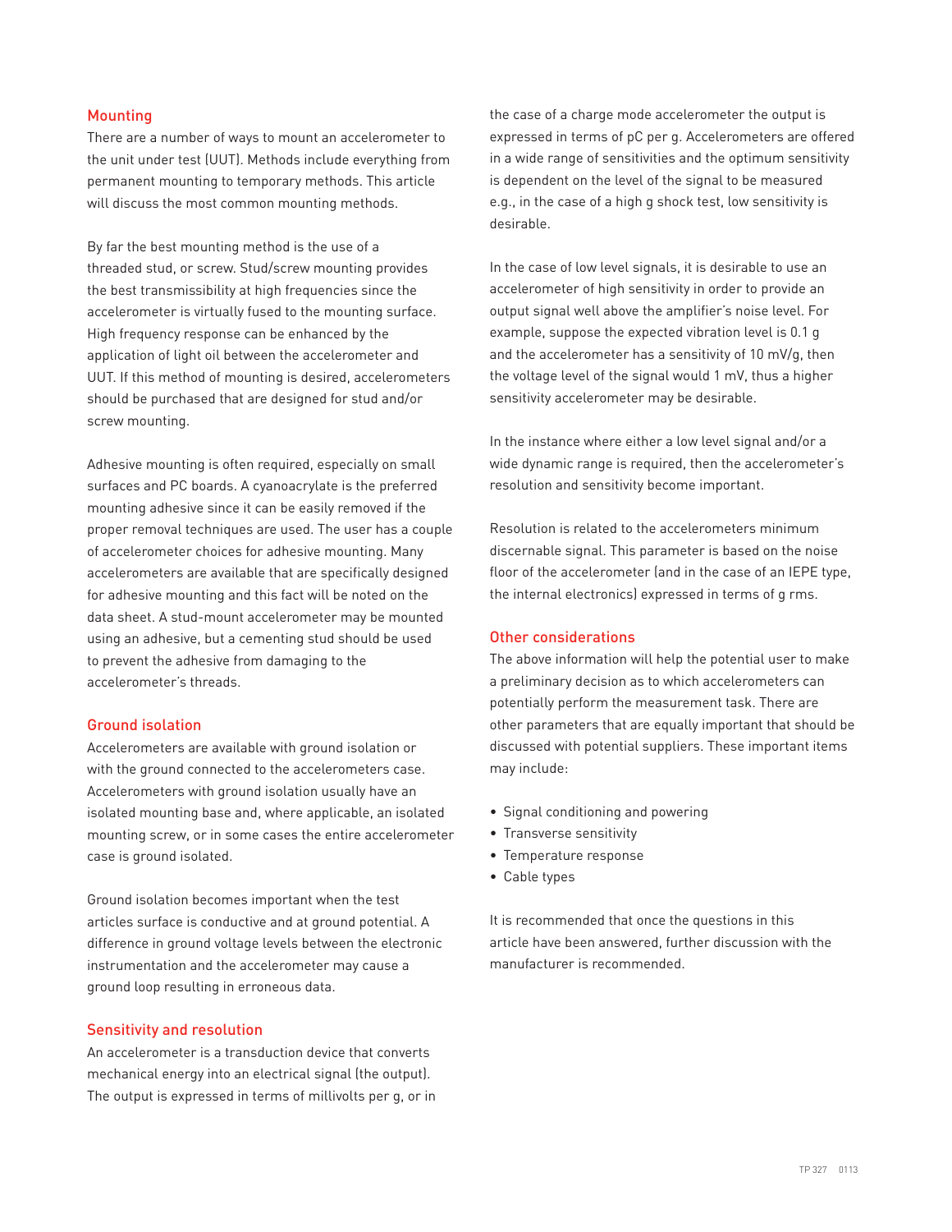## Mounting

There are a number of ways to mount an accelerometer to the unit under test (UUT). Methods include everything from permanent mounting to temporary methods. This article will discuss the most common mounting methods.

By far the best mounting method is the use of a threaded stud, or screw. Stud/screw mounting provides the best transmissibility at high frequencies since the accelerometer is virtually fused to the mounting surface. High frequency response can be enhanced by the application of light oil between the accelerometer and UUT. If this method of mounting is desired, accelerometers should be purchased that are designed for stud and/or screw mounting.

Adhesive mounting is often required, especially on small surfaces and PC boards. A cyanoacrylate is the preferred mounting adhesive since it can be easily removed if the proper removal techniques are used. The user has a couple of accelerometer choices for adhesive mounting. Many accelerometers are available that are specifically designed for adhesive mounting and this fact will be noted on the data sheet. A stud-mount accelerometer may be mounted using an adhesive, but a cementing stud should be used to prevent the adhesive from damaging to the accelerometer's threads.

## Ground isolation

Accelerometers are available with ground isolation or with the ground connected to the accelerometers case. Accelerometers with ground isolation usually have an isolated mounting base and, where applicable, an isolated mounting screw, or in some cases the entire accelerometer case is ground isolated.

Ground isolation becomes important when the test articles surface is conductive and at ground potential. A difference in ground voltage levels between the electronic instrumentation and the accelerometer may cause a ground loop resulting in erroneous data.

## Sensitivity and resolution

An accelerometer is a transduction device that converts mechanical energy into an electrical signal (the output). The output is expressed in terms of millivolts per g, or in the case of a charge mode accelerometer the output is expressed in terms of pC per g. Accelerometers are offered in a wide range of sensitivities and the optimum sensitivity is dependent on the level of the signal to be measured e.g., in the case of a high g shock test, low sensitivity is desirable.

In the case of low level signals, it is desirable to use an accelerometer of high sensitivity in order to provide an output signal well above the amplifier's noise level. For example, suppose the expected vibration level is 0.1 g and the accelerometer has a sensitivity of 10 mV/g, then the voltage level of the signal would 1 mV, thus a higher sensitivity accelerometer may be desirable.

In the instance where either a low level signal and/or a wide dynamic range is required, then the accelerometer's resolution and sensitivity become important.

Resolution is related to the accelerometers minimum discernable signal. This parameter is based on the noise floor of the accelerometer (and in the case of an IEPE type, the internal electronics) expressed in terms of g rms.

## Other considerations

The above information will help the potential user to make a preliminary decision as to which accelerometers can potentially perform the measurement task. There are other parameters that are equally important that should be discussed with potential suppliers. These important items may include:

- Signal conditioning and powering
- Transverse sensitivity
- Temperature response
- Cable types

It is recommended that once the questions in this article have been answered, further discussion with the manufacturer is recommended.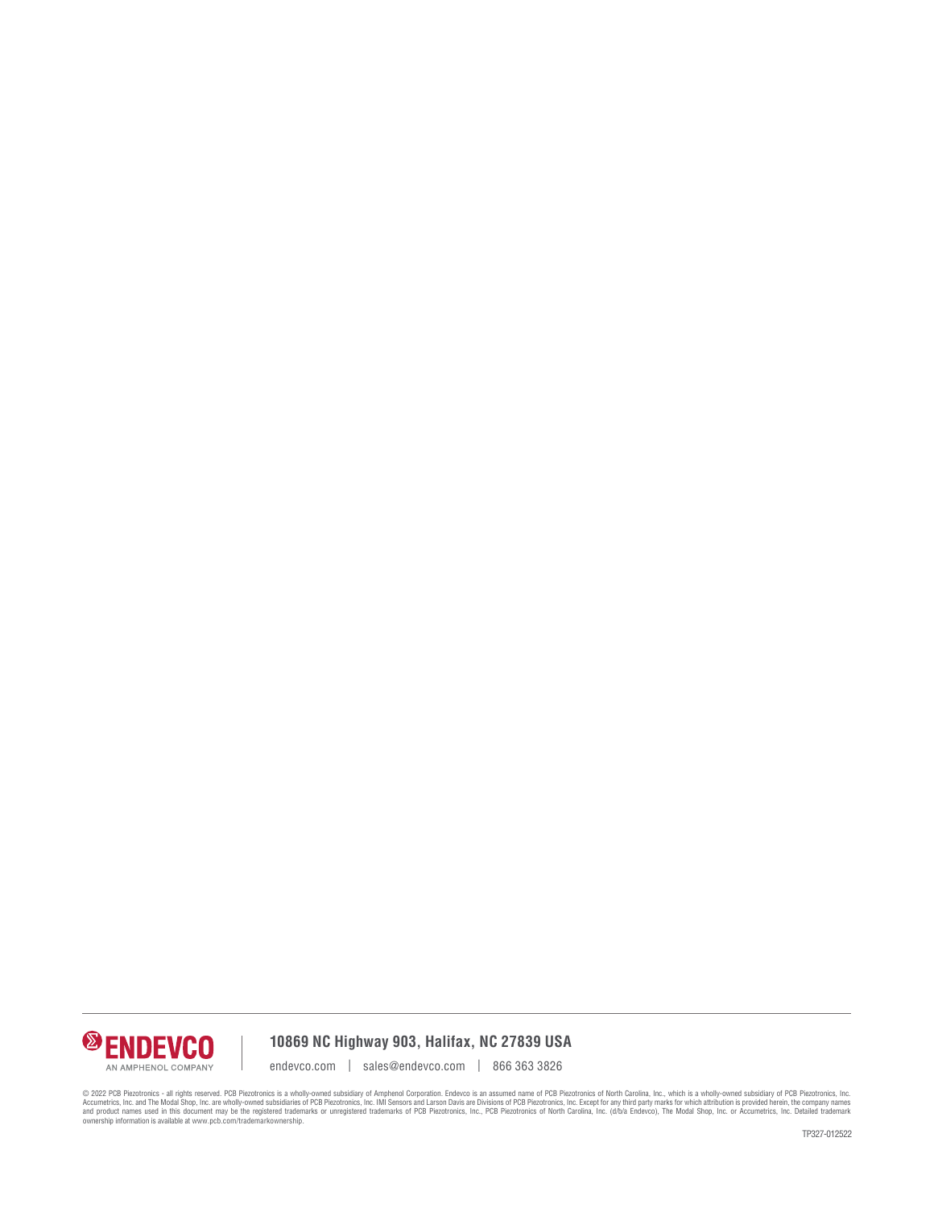ENDEVCO
AN AMPHENOL COMPANY

**10869 NC Highway 903, Halifax, NC 27839 USA**

endevco.com | sales@endevco.com | 866 363 3826

© 2022 PCB Piezotronics - all rights reserved. PCB Piezotronics is a wholly-owned subsidiary of Amphenol Corporation. Endevco is an assumed name of PCB Piezotronics of North Carolina, Inc., which is a wholly-owned subsidiary of PCB Piezotronics, Inc. Accumetrics, Inc. and The Modal Shop, Inc. are wholly-owned subsidiaries of PCB Piezotronics, Inc. IMI Sensors and Larson Davis are Divisions of PCB Piezotronics, Inc. Except for any third party marks for which attribution is provided herein, the company names and product names used in this document may be the registered trademarks or unregistered trademarks of PCB Piezotronics, Inc., PCB Piezotronics of North Carolina, Inc. (d/b/a Endevco), The Modal Shop, Inc. or Accumetrics, Inc. Detailed trademark ownership information is available at www.pcb.com/trademarkownership.

TP327-012522